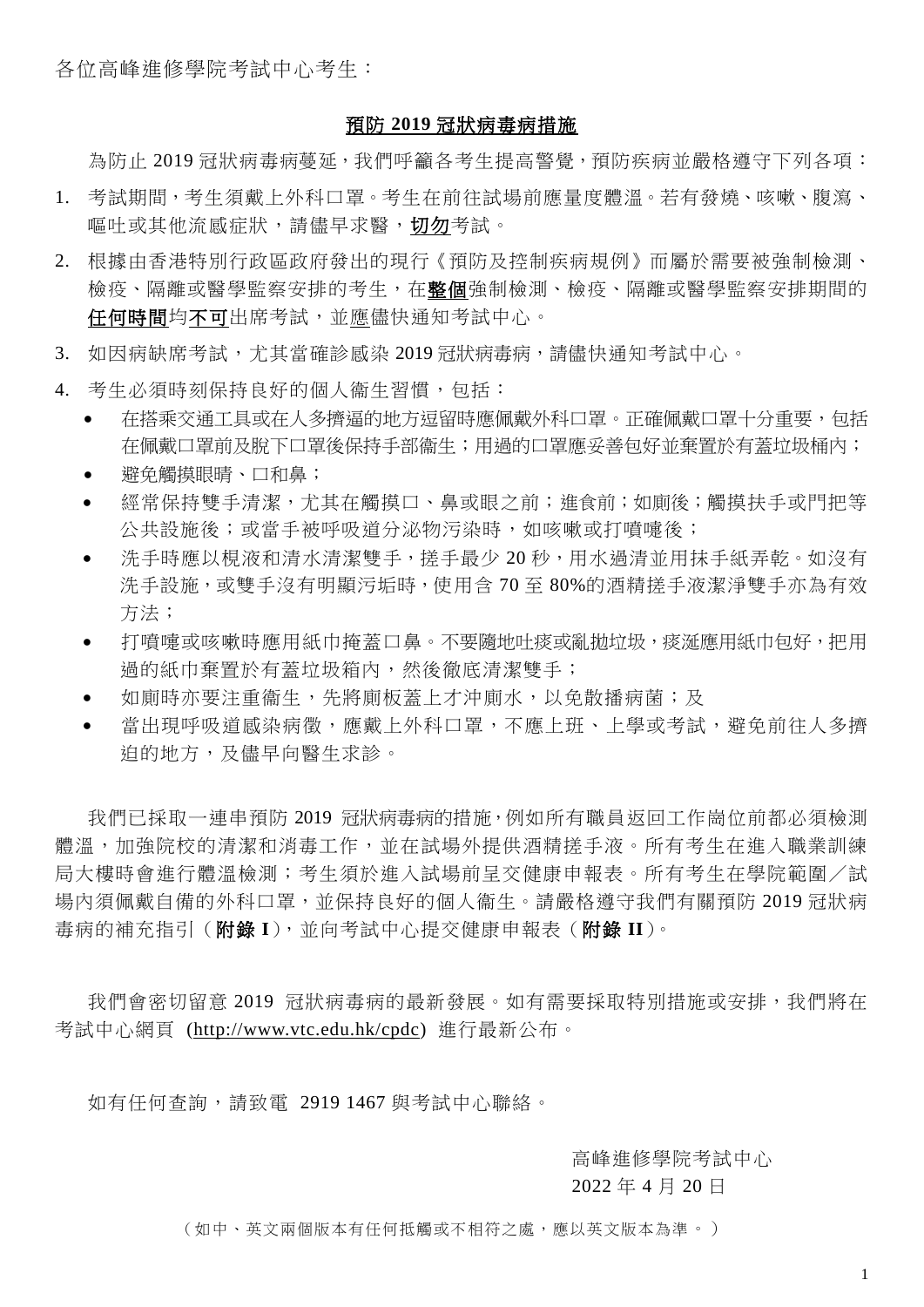各位高峰進修學院考試中心考生：

## 預防 2019 冠狀病毒病措施

為防止 2019 冠狀病毒病蔓延，我們呼籲各考生提高警覺，預防疾病並嚴格遵守下列各項：

1. 考試期間，考生須戴上外科口罩。考生在前往試場前應量度體溫。若有發燒、咳嗽、腹瀉、嘔吐或其他流感症狀，請儘早求醫，**切勿**考試。
2. 根據由香港特別行政區政府發出的現行《預防及控制疾病規例》而屬於需要被強制檢測、檢疫、隔離或醫學監察安排的考生，在**整個**強制檢測、檢疫、隔離或醫學監察安排期間的**任何時間**均**不可**出席考試，並應儘快通知考試中心。
3. 如因病缺席考試，尤其當確診感染 2019 冠狀病毒病，請儘快通知考試中心。
4. 考生必須時刻保持良好的個人衞生習慣，包括：
   - 在搭乘交通工具或在人多擠逼的地方逗留時應佩戴外科口罩。正確佩戴口罩十分重要，包括在佩戴口罩前及脫下口罩後保持手部衞生；用過的口罩應妥善包好並棄置於有蓋垃圾桶內；
   - 避免觸摸眼睛、口和鼻；
   - 經常保持雙手清潔，尤其在觸摸口、鼻或眼之前；進食前；如廁後；觸摸扶手或門把等公共設施後；或當手被呼吸道分泌物污染時，如咳嗽或打噴嚏後；
   - 洗手時應以梘液和清水清潔雙手，搓手最少 20 秒，用水過清並用抹手紙弄乾。如沒有洗手設施，或雙手沒有明顯污垢時，使用含 70 至 80%的酒精搓手液潔淨雙手亦為有效方法；
   - 打噴嚏或咳嗽時應用紙巾掩蓋口鼻。不要隨地吐痰或亂拋垃圾，痰涎應用紙巾包好，把用過的紙巾棄置於有蓋垃圾箱內，然後徹底清潔雙手；
   - 如廁時亦要注重衞生，先將廁板蓋上才沖廁水，以免散播病菌；及
   - 當出現呼吸道感染病徵，應戴上外科口罩，不應上班、上學或考試，避免前往人多擠迫的地方，及儘早向醫生求診。

我們已採取一連串預防 2019 冠狀病毒病的措施，例如所有職員返回工作崗位前都必須檢測體溫，加強院校的清潔和消毒工作，並在試場外提供酒精搓手液。所有考生在進入職業訓練局大樓時會進行體溫檢測；考生須於進入試場前呈交健康申報表。所有考生在學院範圍／試場內須佩戴自備的外科口罩，並保持良好的個人衞生。請嚴格遵守我們有關預防 2019 冠狀病毒病的補充指引（**附錄 I**），並向考試中心提交健康申報表（**附錄 II**）。

我們會密切留意 2019 冠狀病毒病的最新發展。如有需要採取特別措施或安排，我們將在考試中心網頁 (http://www.vtc.edu.hk/cpdc) 進行最新公布。

如有任何查詢，請致電 2919 1467 與考試中心聯絡。

高峰進修學院考試中心
2022 年 4 月 20 日

（如中、英文兩個版本有任何抵觸或不相符之處，應以英文版本為準。）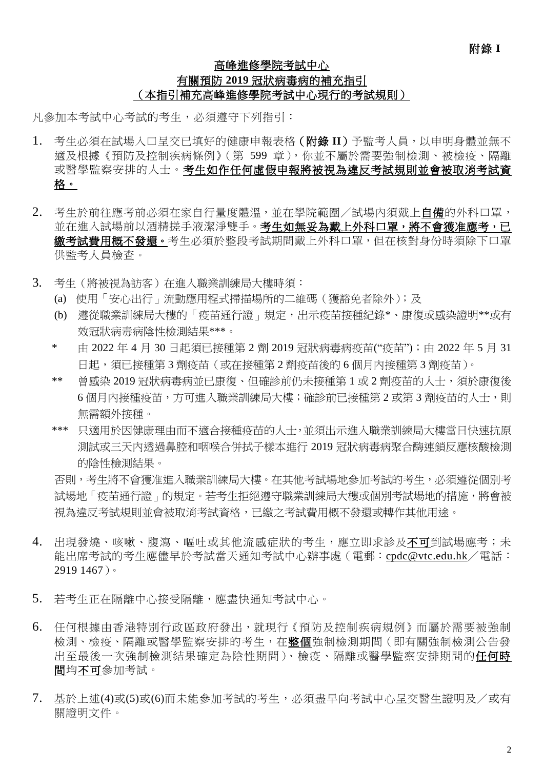附錄 I

# 高峰進修學院考試中心
## 有關預防 2019 冠狀病毒病的補充指引
### （本指引補充高峰進修學院考試中心現行的考試規則）

凡參加本考試中心考試的考生，必須遵守下列指引：

1. 考生必須在試場入口呈交已填好的健康申報表格（**附錄 II**）予監考人員，以申明身體並無不適及根據《預防及控制疾病條例》（第 599 章），你並不屬於需要強制檢測、被檢疫、隔離或醫學監察安排的人士。**考生如作任何虛假申報將被視為違反考試規則並會被取消考試資格。**

2. 考生於前往應考前必須在家自行量度體溫，並在學院範圍／試場內須戴上自備的外科口罩，並在進入試場前以酒精搓手液潔淨雙手。**考生如無妥為戴上外科口罩，將不會獲准應考，已繳考試費用概不發還。**考生必須於整段考試期間戴上外科口罩，但在核對身份時須除下口罩供監考人員檢查。

3. 考生（將被視為訪客）在進入職業訓練局大樓時須：
   (a) 使用「安心出行」流動應用程式掃描場所的二維碼（獲豁免者除外）；及
   (b) 遵從職業訓練局大樓的「疫苗通行證」規定，出示疫苗接種紀錄*、康復或感染證明**或有效冠狀病毒病陰性檢測結果***。

   \* 由 2022 年 4 月 30 日起須已接種第 2 劑 2019 冠狀病毒病疫苗("疫苗")；由 2022 年 5 月 31 日起，須已接種第 3 劑疫苗（或在接種第 2 劑疫苗後的 6 個月內接種第 3 劑疫苗）。

   ** 曾感染 2019 冠狀病毒病並已康復、但確診前仍未接種第 1 或 2 劑疫苗的人士，須於康復後 6 個月內接種疫苗，方可進入職業訓練局大樓；確診前已接種第 2 或第 3 劑疫苗的人士，則無需額外接種。

   *** 只適用於因健康理由而不適合接種疫苗的人士，並須出示進入職業訓練局大樓當日快速抗原測試或三天內透過鼻腔和咽喉合併拭子樣本進行 2019 冠狀病毒病聚合酶連鎖反應核酸檢測的陰性檢測結果。

   否則，考生將不會獲准進入職業訓練局大樓。在其他考試場地參加考試的考生，必須遵從個別考試場地「疫苗通行證」的規定。若考生拒絕遵守職業訓練局大樓或個別考試場地的措施，將會被視為違反考試規則並會被取消考試資格，已繳之考試費用概不發還或轉作其他用途。

4. 出現發燒、咳嗽、腹瀉、嘔吐或其他流感症狀的考生，應立即求診及不可到試場應考；未能出席考試的考生應儘早於考試當天通知考試中心辦事處（電郵：cpdc@vtc.edu.hk／電話：2919 1467）。

5. 若考生正在隔離中心接受隔離，應盡快通知考試中心。

6. 任何根據由香港特別行政區政府發出，就現行《預防及控制疾病規例》而屬於需要被強制檢測、檢疫、隔離或醫學監察安排的考生，在整個強制檢測期間（即有關強制檢測公告發出至最後一次強制檢測結果確定為陰性期間）、檢疫、隔離或醫學監察安排期間的任何時間均不可參加考試。

7. 基於上述(4)或(5)或(6)而未能參加考試的考生，必須盡早向考試中心呈交醫生證明及／或有關證明文件。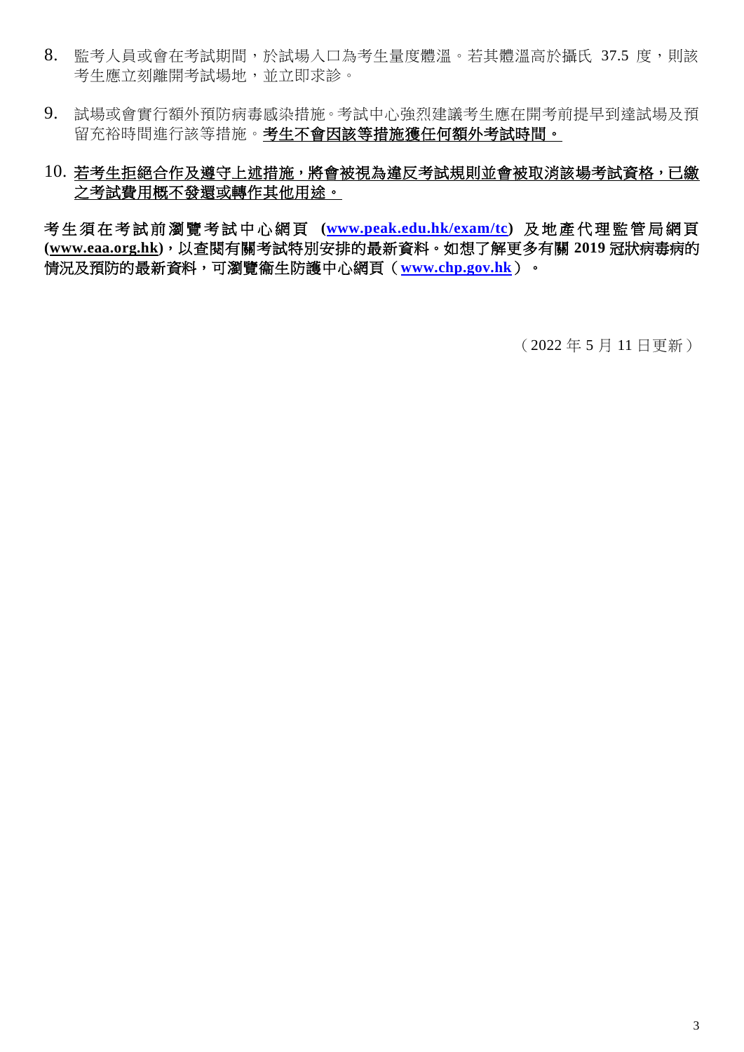8. 監考人員或會在考試期間，於試場入口為考生量度體溫。若其體溫高於攝氏 37.5 度，則該考生應立刻離開考試場地，並立即求診。

9. 試場或會實行額外預防病毒感染措施。考試中心強烈建議考生應在開考前提早到達試場及預留充裕時間進行該等措施。**<u>考生不會因該等措施獲任何額外考試時間。</u>**

10. **<u>若考生拒絕合作及遵守上述措施，將會被視為違反考試規則並會被取消該場考試資格，已繳之考試費用概不發還或轉作其他用途。</u>**

**考生須在考試前瀏覽考試中心網頁 (www.peak.edu.hk/exam/tc) 及地產代理監管局網頁 (www.eaa.org.hk)，以查閱有關考試特別安排的最新資料。如想了解更多有關 2019 冠狀病毒病的情況及預防的最新資料，可瀏覽衞生防護中心網頁（www.chp.gov.hk）。**

（2022 年 5 月 11 日更新）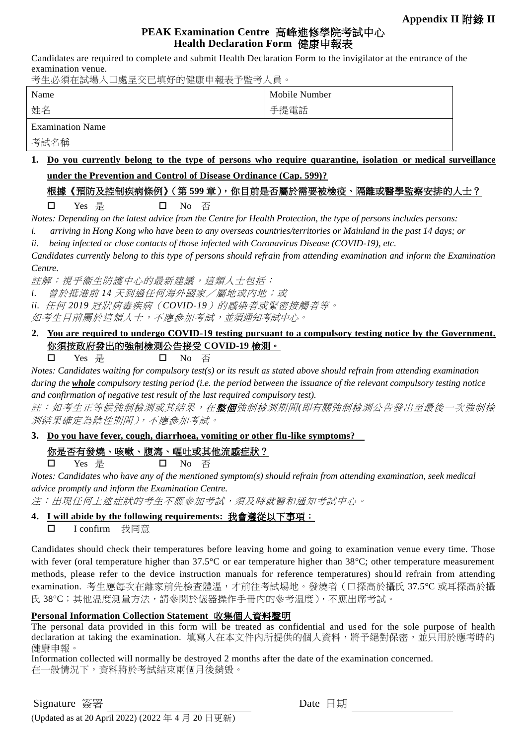**Appendix II 附錄 II**

# PEAK Examination Centre 高峰進修學院考試中心
## Health Declaration Form 健康申報表

Candidates are required to complete and submit Health Declaration Form to the invigilator at the entrance of the examination venue.
考生必須在試場入口處呈交已填好的健康申報表予監考人員。

| | |
|---|---|
| Name<br>姓名 | Mobile Number<br>手提電話 |
| Examination Name<br>考試名稱 | |

**1. Do you currently belong to the type of persons who require quarantine, isolation or medical surveillance under the Prevention and Control of Disease Ordinance (Cap. 599)?**

**根據《預防及控制疾病條例》(第 599 章)，你目前是否屬於需要被檢疫、隔離或醫學監察安排的人士？**

☐ Yes 是 ☐ No 否

*Notes: Depending on the latest advice from the Centre for Health Protection, the type of persons includes persons:*

*i. arriving in Hong Kong who have been to any overseas countries/territories or Mainland in the past 14 days; or*

*ii. being infected or close contacts of those infected with Coronavirus Disease (COVID-19), etc.*

*Candidates currently belong to this type of persons should refrain from attending examination and inform the Examination Centre.*

*註解：視乎衞生防護中心的最新建議，這類人士包括：*

*i. 曾於抵港前 14 天到過任何海外國家／屬地或內地；或*

*ii. 任何 2019 冠狀病毒疾病（COVID-19）的感染者或緊密接觸者等。*

*如考生目前屬於這類人士，不應參加考試，並須通知考試中心。*

**2. You are required to undergo COVID-19 testing pursuant to a compulsory testing notice by the Government.**
**你須按政府發出的強制檢測公告接受 COVID-19 檢測。**

☐ Yes 是 ☐ No 否

*Notes: Candidates waiting for compulsory test(s) or its result as stated above should refrain from attending examination during the **whole** compulsory testing period (i.e. the period between the issuance of the relevant compulsory testing notice and confirmation of negative test result of the last required compulsory test).*

*註：如考生正等候強制檢測或其結果，在**整個**強制檢測期間(即有關強制檢測公告發出至最後一次強制檢測結果確定為陰性期間)，不應參加考試。*

**3. Do you have fever, cough, diarrhoea, vomiting or other flu-like symptoms?**

**你是否有發燒、咳嗽、腹瀉、嘔吐或其他流感症狀？**

☐ Yes 是 ☐ No 否

*Notes: Candidates who have any of the mentioned symptom(s) should refrain from attending examination, seek medical advice promptly and inform the Examination Centre.*

*注：出現任何上述症狀的考生不應參加考試，須及時就醫和通知考試中心。*

**4. I will abide by the following requirements: 我會遵從以下事項：**

☐ I confirm 我同意

Candidates should check their temperatures before leaving home and going to examination venue every time. Those with fever (oral temperature higher than 37.5°C or ear temperature higher than 38°C; other temperature measurement methods, please refer to the device instruction manuals for reference temperatures) should refrain from attending examination. 考生應每次在離家前先檢查體溫，才前往考試場地。發燒者（口探高於攝氏 37.5°C 或耳探高於攝氏 38°C；其他溫度測量方法，請參閱於儀器操作手冊內的參考溫度)，不應出席考試。

**Personal Information Collection Statement 收集個人資料聲明**

The personal data provided in this form will be treated as confidential and used for the sole purpose of health declaration at taking the examination. 填寫人在本文件內所提供的個人資料，將予絕對保密，並只用於應考時的健康申報。

Information collected will normally be destroyed 2 months after the date of the examination concerned.
在一般情況下，資料將於考試結束兩個月後銷毀。

Signature 簽署 ____________________ Date 日期 ____________________

(Updated as at 20 April 2022) (2022 年 4 月 20 日更新)